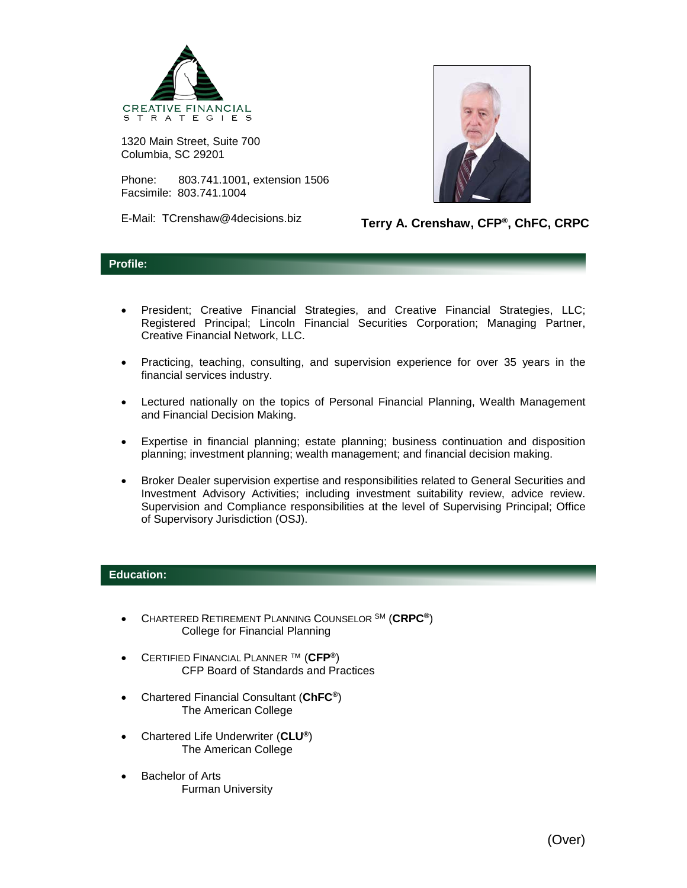CREATIVE FINANCIAL STRATEGIES

1320 Main Street, Suite 700
Columbia, SC 29201

Phone: 803.741.1001, extension 1506
Facsimile: 803.741.1004

E-Mail: TCrenshaw@4decisions.biz

**Terry A. Crenshaw, CFP®, ChFC, CRPC**

## Profile:

- President; Creative Financial Strategies, and Creative Financial Strategies, LLC; Registered Principal; Lincoln Financial Securities Corporation; Managing Partner, Creative Financial Network, LLC.
- Practicing, teaching, consulting, and supervision experience for over 35 years in the financial services industry.
- Lectured nationally on the topics of Personal Financial Planning, Wealth Management and Financial Decision Making.
- Expertise in financial planning; estate planning; business continuation and disposition planning; investment planning; wealth management; and financial decision making.
- Broker Dealer supervision expertise and responsibilities related to General Securities and Investment Advisory Activities; including investment suitability review, advice review. Supervision and Compliance responsibilities at the level of Supervising Principal; Office of Supervisory Jurisdiction (OSJ).

## Education:

- CHARTERED RETIREMENT PLANNING COUNSELOR SM (**CRPC®**)
  College for Financial Planning
- CERTIFIED FINANCIAL PLANNER ™ (**CFP®**)
  CFP Board of Standards and Practices
- Chartered Financial Consultant (**ChFC®**)
  The American College
- Chartered Life Underwriter (**CLU®**)
  The American College
- Bachelor of Arts
  Furman University

(Over)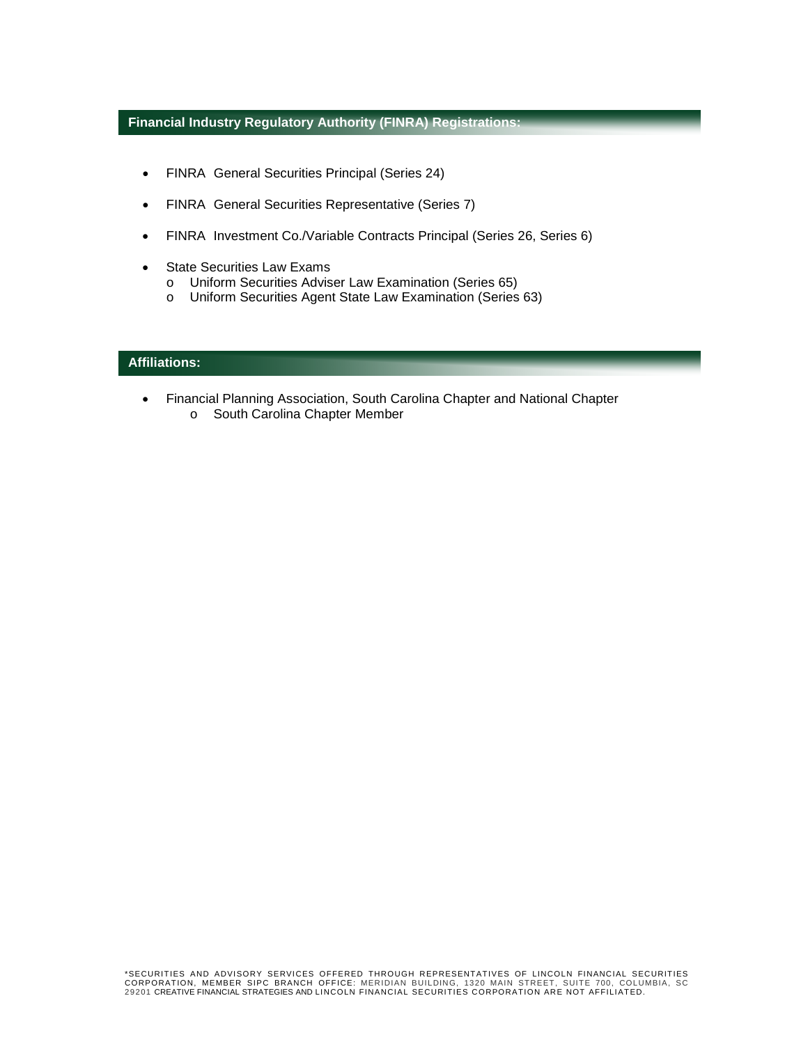## Financial Industry Regulatory Authority (FINRA) Registrations:

- FINRA General Securities Principal (Series 24)
- FINRA General Securities Representative (Series 7)
- FINRA Investment Co./Variable Contracts Principal (Series 26, Series 6)
- State Securities Law Exams
  - Uniform Securities Adviser Law Examination (Series 65)
  - Uniform Securities Agent State Law Examination (Series 63)

## Affiliations:

- Financial Planning Association, South Carolina Chapter and National Chapter
  - South Carolina Chapter Member

*SECURITIES AND ADVISORY SERVICES OFFERED THROUGH REPRESENTATIVES OF LINCOLN FINANCIAL SECURITIES CORPORATION, MEMBER SIPC BRANCH OFFICE: MERIDIAN BUILDING, 1320 MAIN STREET, SUITE 700, COLUMBIA, SC 29201 CREATIVE FINANCIAL STRATEGIES AND LINCOLN FINANCIAL SECURITIES CORPORATION ARE NOT AFFILIATED.